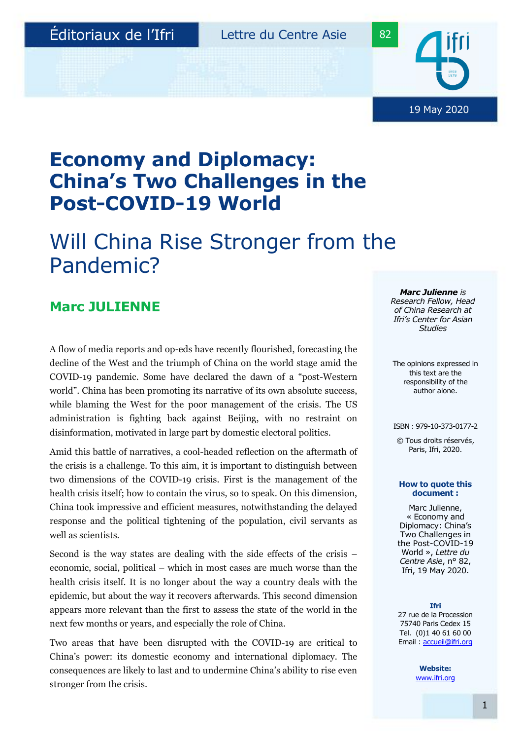Éditoriaux de l'Ifri

Lettre du Centre Asie

82

19 May 2020

# Economy and Diplomacy: China's Two Challenges in the Post-COVID-19 World

## Will China Rise Stronger from the Pandemic?

### Marc JULIENNE

A flow of media reports and op-eds have recently flourished, forecasting the decline of the West and the triumph of China on the world stage amid the COVID-19 pandemic. Some have declared the dawn of a "post-Western world". China has been promoting its narrative of its own absolute success, while blaming the West for the poor management of the crisis. The US administration is fighting back against Beijing, with no restraint on disinformation, motivated in large part by domestic electoral politics.

Amid this battle of narratives, a cool-headed reflection on the aftermath of the crisis is a challenge. To this aim, it is important to distinguish between two dimensions of the COVID-19 crisis. First is the management of the health crisis itself; how to contain the virus, so to speak. On this dimension, China took impressive and efficient measures, notwithstanding the delayed response and the political tightening of the population, civil servants as well as scientists.

Second is the way states are dealing with the side effects of the crisis – economic, social, political – which in most cases are much worse than the health crisis itself. It is no longer about the way a country deals with the epidemic, but about the way it recovers afterwards. This second dimension appears more relevant than the first to assess the state of the world in the next few months or years, and especially the role of China.

Two areas that have been disrupted with the COVID-19 are critical to China's power: its domestic economy and international diplomacy. The consequences are likely to last and to undermine China's ability to rise even stronger from the crisis.

***Marc Julienne** is Research Fellow, Head of China Research at Ifri's Center for Asian Studies*

The opinions expressed in this text are the responsibility of the author alone.

ISBN : 979-10-373-0177-2

© Tous droits réservés, Paris, Ifri, 2020.

**How to quote this document :**

Marc Julienne, « Economy and Diplomacy: China's Two Challenges in the Post-COVID-19 World », *Lettre du Centre Asie*, n° 82, Ifri, 19 May 2020.

**Ifri**
27 rue de la Procession
75740 Paris Cedex 15
Tel. (0)1 40 61 60 00
Email : accueil@ifri.org

**Website:**
www.ifri.org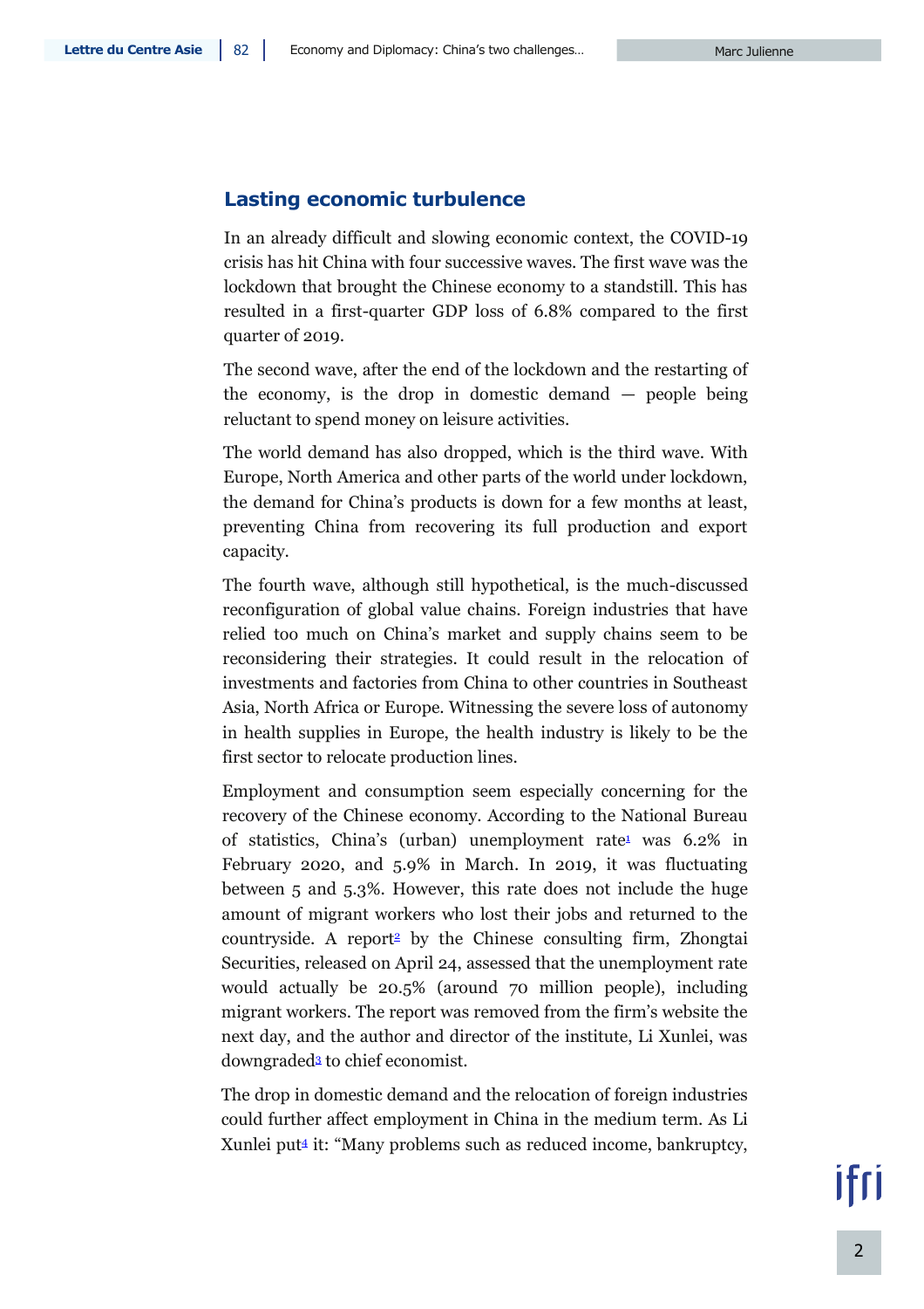## Lasting economic turbulence

In an already difficult and slowing economic context, the COVID-19 crisis has hit China with four successive waves. The first wave was the lockdown that brought the Chinese economy to a standstill. This has resulted in a first-quarter GDP loss of 6.8% compared to the first quarter of 2019.

The second wave, after the end of the lockdown and the restarting of the economy, is the drop in domestic demand — people being reluctant to spend money on leisure activities.

The world demand has also dropped, which is the third wave. With Europe, North America and other parts of the world under lockdown, the demand for China's products is down for a few months at least, preventing China from recovering its full production and export capacity.

The fourth wave, although still hypothetical, is the much-discussed reconfiguration of global value chains. Foreign industries that have relied too much on China's market and supply chains seem to be reconsidering their strategies. It could result in the relocation of investments and factories from China to other countries in Southeast Asia, North Africa or Europe. Witnessing the severe loss of autonomy in health supplies in Europe, the health industry is likely to be the first sector to relocate production lines.

Employment and consumption seem especially concerning for the recovery of the Chinese economy. According to the National Bureau of statistics, China's (urban) unemployment rate[1] was 6.2% in February 2020, and 5.9% in March. In 2019, it was fluctuating between 5 and 5.3%. However, this rate does not include the huge amount of migrant workers who lost their jobs and returned to the countryside. A report[2] by the Chinese consulting firm, Zhongtai Securities, released on April 24, assessed that the unemployment rate would actually be 20.5% (around 70 million people), including migrant workers. The report was removed from the firm's website the next day, and the author and director of the institute, Li Xunlei, was downgraded[3] to chief economist.

The drop in domestic demand and the relocation of foreign industries could further affect employment in China in the medium term. As Li Xunlei put[4] it: "Many problems such as reduced income, bankruptcy,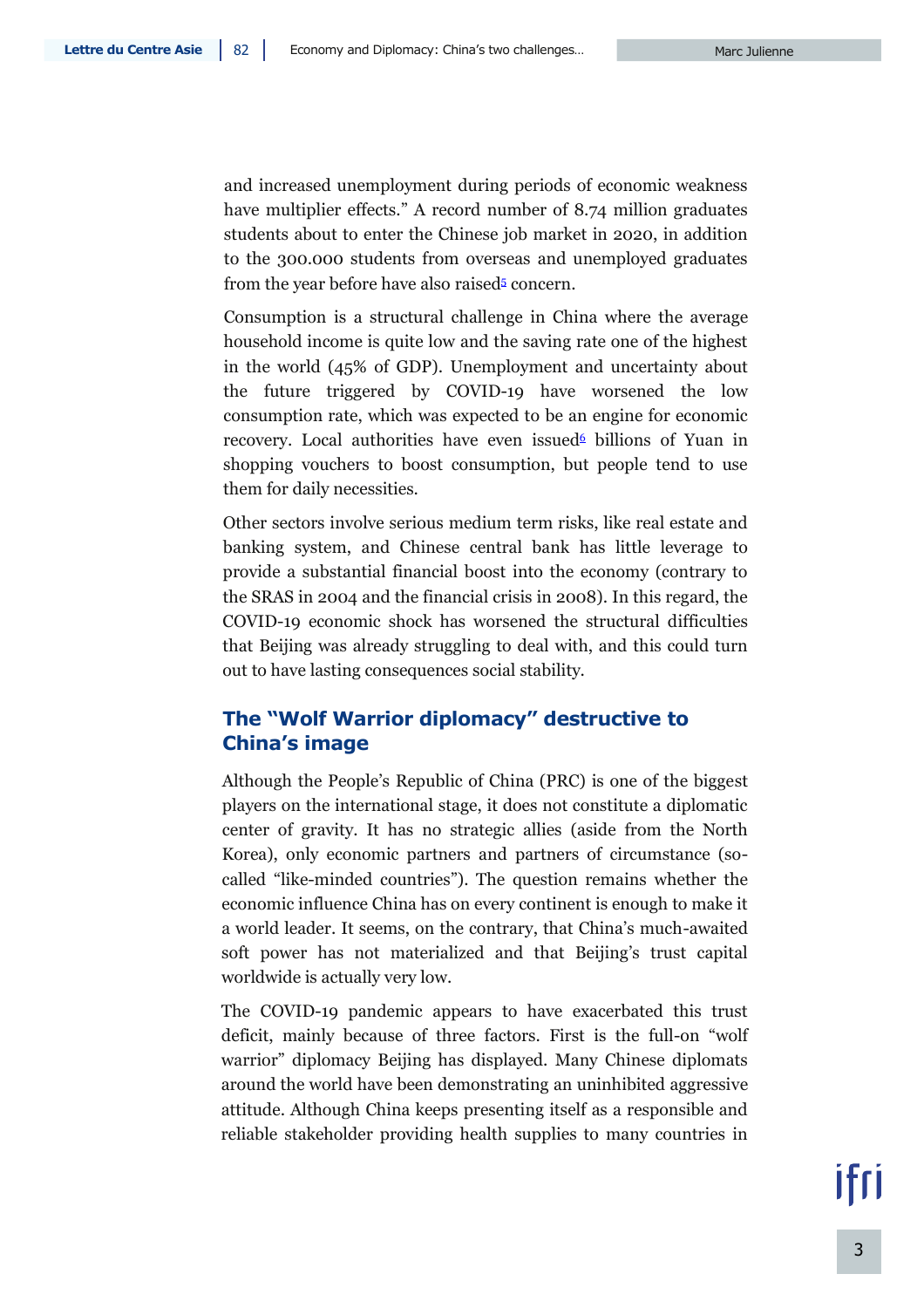and increased unemployment during periods of economic weakness have multiplier effects." A record number of 8.74 million graduates students about to enter the Chinese job market in 2020, in addition to the 300.000 students from overseas and unemployed graduates from the year before have also raised[5] concern.

Consumption is a structural challenge in China where the average household income is quite low and the saving rate one of the highest in the world (45% of GDP). Unemployment and uncertainty about the future triggered by COVID-19 have worsened the low consumption rate, which was expected to be an engine for economic recovery. Local authorities have even issued[6] billions of Yuan in shopping vouchers to boost consumption, but people tend to use them for daily necessities.

Other sectors involve serious medium term risks, like real estate and banking system, and Chinese central bank has little leverage to provide a substantial financial boost into the economy (contrary to the SRAS in 2004 and the financial crisis in 2008). In this regard, the COVID-19 economic shock has worsened the structural difficulties that Beijing was already struggling to deal with, and this could turn out to have lasting consequences social stability.

## The "Wolf Warrior diplomacy" destructive to China's image

Although the People's Republic of China (PRC) is one of the biggest players on the international stage, it does not constitute a diplomatic center of gravity. It has no strategic allies (aside from the North Korea), only economic partners and partners of circumstance (so-called "like-minded countries"). The question remains whether the economic influence China has on every continent is enough to make it a world leader. It seems, on the contrary, that China's much-awaited soft power has not materialized and that Beijing's trust capital worldwide is actually very low.

The COVID-19 pandemic appears to have exacerbated this trust deficit, mainly because of three factors. First is the full-on "wolf warrior" diplomacy Beijing has displayed. Many Chinese diplomats around the world have been demonstrating an uninhibited aggressive attitude. Although China keeps presenting itself as a responsible and reliable stakeholder providing health supplies to many countries in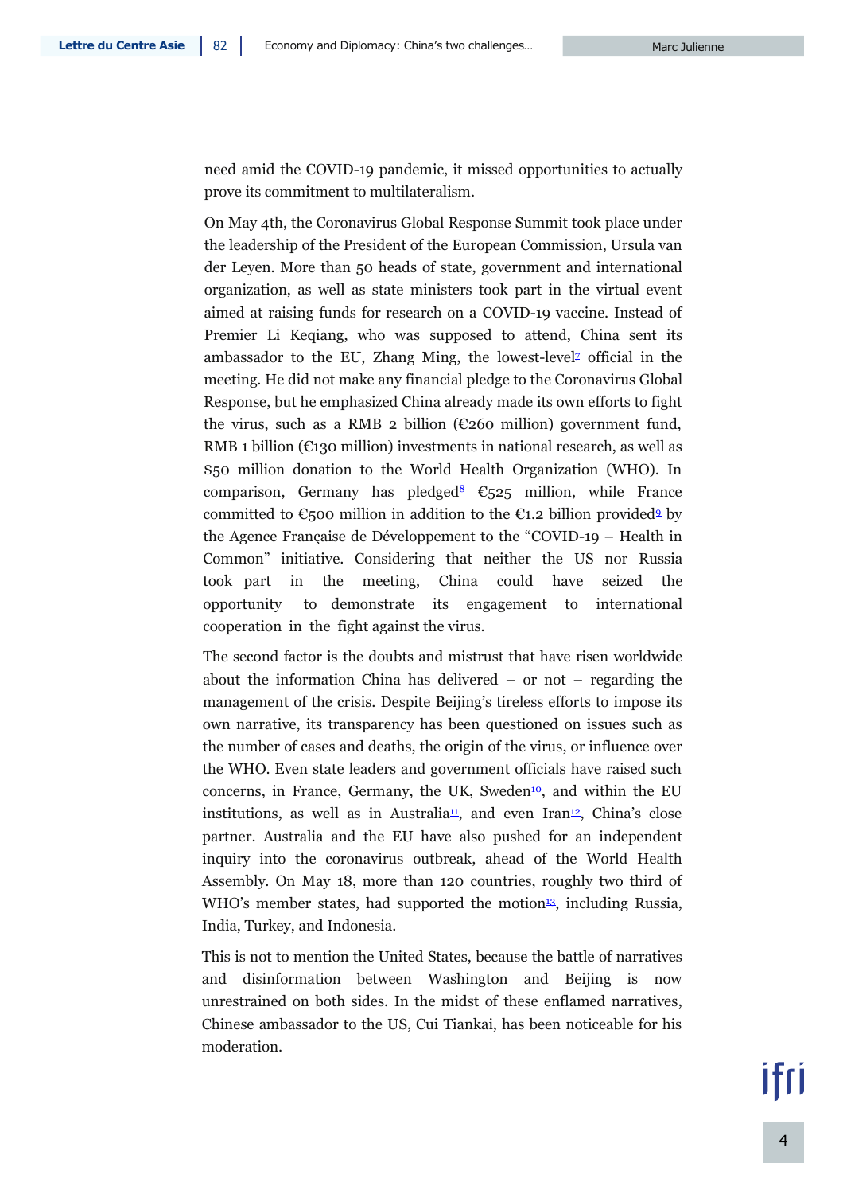need amid the COVID-19 pandemic, it missed opportunities to actually prove its commitment to multilateralism.

On May 4th, the Coronavirus Global Response Summit took place under the leadership of the President of the European Commission, Ursula van der Leyen. More than 50 heads of state, government and international organization, as well as state ministers took part in the virtual event aimed at raising funds for research on a COVID-19 vaccine. Instead of Premier Li Keqiang, who was supposed to attend, China sent its ambassador to the EU, Zhang Ming, the lowest-level[7] official in the meeting. He did not make any financial pledge to the Coronavirus Global Response, but he emphasized China already made its own efforts to fight the virus, such as a RMB 2 billion (€260 million) government fund, RMB 1 billion (€130 million) investments in national research, as well as $50 million donation to the World Health Organization (WHO). In comparison, Germany has pledged[8] €525 million, while France committed to €500 million in addition to the €1.2 billion provided[9] by the Agence Française de Développement to the "COVID-19 – Health in Common" initiative. Considering that neither the US nor Russia took part in the meeting, China could have seized the opportunity to demonstrate its engagement to international cooperation in the fight against the virus.

The second factor is the doubts and mistrust that have risen worldwide about the information China has delivered – or not – regarding the management of the crisis. Despite Beijing's tireless efforts to impose its own narrative, its transparency has been questioned on issues such as the number of cases and deaths, the origin of the virus, or influence over the WHO. Even state leaders and government officials have raised such concerns, in France, Germany, the UK, Sweden[10], and within the EU institutions, as well as in Australia[11], and even Iran[12], China's close partner. Australia and the EU have also pushed for an independent inquiry into the coronavirus outbreak, ahead of the World Health Assembly. On May 18, more than 120 countries, roughly two third of WHO's member states, had supported the motion[13], including Russia, India, Turkey, and Indonesia.

This is not to mention the United States, because the battle of narratives and disinformation between Washington and Beijing is now unrestrained on both sides. In the midst of these enflamed narratives, Chinese ambassador to the US, Cui Tiankai, has been noticeable for his moderation.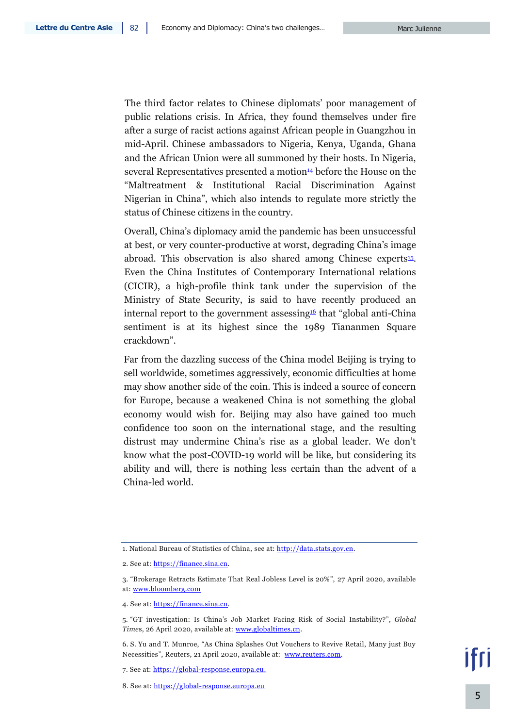The third factor relates to Chinese diplomats' poor management of public relations crisis. In Africa, they found themselves under fire after a surge of racist actions against African people in Guangzhou in mid-April. Chinese ambassadors to Nigeria, Kenya, Uganda, Ghana and the African Union were all summoned by their hosts. In Nigeria, several Representatives presented a motion[14] before the House on the "Maltreatment & Institutional Racial Discrimination Against Nigerian in China", which also intends to regulate more strictly the status of Chinese citizens in the country.

Overall, China's diplomacy amid the pandemic has been unsuccessful at best, or very counter-productive at worst, degrading China's image abroad. This observation is also shared among Chinese experts[15]. Even the China Institutes of Contemporary International relations (CICIR), a high-profile think tank under the supervision of the Ministry of State Security, is said to have recently produced an internal report to the government assessing[16] that "global anti-China sentiment is at its highest since the 1989 Tiananmen Square crackdown".

Far from the dazzling success of the China model Beijing is trying to sell worldwide, sometimes aggressively, economic difficulties at home may show another side of the coin. This is indeed a source of concern for Europe, because a weakened China is not something the global economy would wish for. Beijing may also have gained too much confidence too soon on the international stage, and the resulting distrust may undermine China's rise as a global leader. We don't know what the post-COVID-19 world will be like, but considering its ability and will, there is nothing less certain than the advent of a China-led world.

---

1. National Bureau of Statistics of China, see at: http://data.stats.gov.cn.

2. See at: https://finance.sina.cn.

3. "Brokerage Retracts Estimate That Real Jobless Level is 20%", 27 April 2020, available at: www.bloomberg.com

4. See at: https://finance.sina.cn.

5. "GT investigation: Is China's Job Market Facing Risk of Social Instability?", *Global Times*, 26 April 2020, available at: www.globaltimes.cn.

6. S. Yu and T. Munroe, "As China Splashes Out Vouchers to Revive Retail, Many just Buy Necessities", Reuters, 21 April 2020, available at: www.reuters.com.

7. See at: https://global-response.europa.eu.

8. See at: https://global-response.europa.eu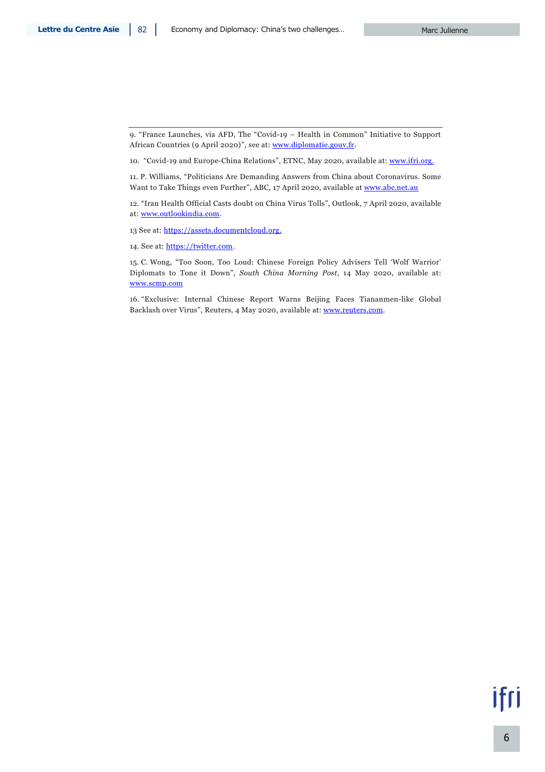9. “France Launches, via AFD, The “Covid-19 – Health in Common” Initiative to Support African Countries (9 April 2020)”, see at: www.diplomatie.gouv.fr.

10. “Covid-19 and Europe-China Relations”, ETNC, May 2020, available at: www.ifri.org.

11. P. Williams, “Politicians Are Demanding Answers from China about Coronavirus. Some Want to Take Things even Further”, ABC, 17 April 2020, available at www.abc.net.au

12. “Iran Health Official Casts doubt on China Virus Tolls”, Outlook, 7 April 2020, available at: www.outlookindia.com.

13 See at: https://assets.documentcloud.org.

14. See at: https://twitter.com.

15. C. Wong, “Too Soon, Too Loud: Chinese Foreign Policy Advisers Tell ‘Wolf Warrior’ Diplomats to Tone it Down”, *South China Morning Post*, 14 May 2020, available at: www.scmp.com

16. “Exclusive: Internal Chinese Report Warns Beijing Faces Tiananmen-like Global Backlash over Virus”, Reuters, 4 May 2020, available at: www.reuters.com.